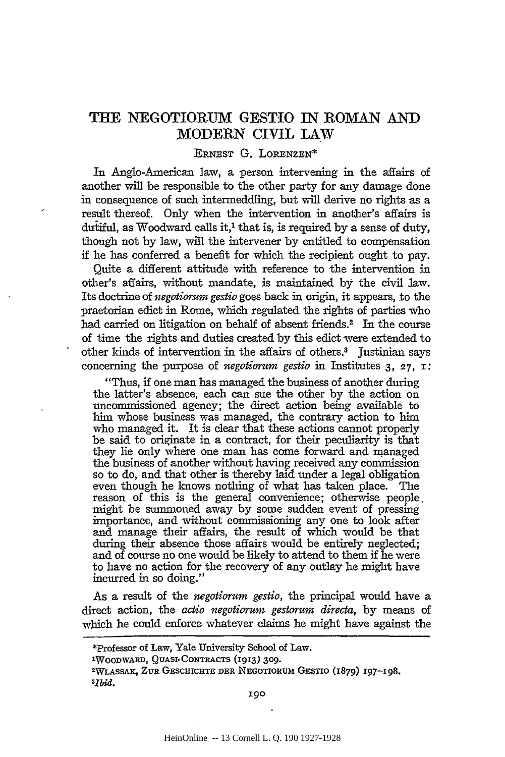# THE NEGOTIORUM GESTIO IN ROMAN AND MODERN CIVIL LAW

ERNEST G. LORENZEN*

In Anglo-American law, a person intervening in the affairs of another will be responsible to the other party for any damage done in consequence of such intermeddling, but will derive no rights as a result thereof. Only when the intervention in another's affairs is dutiful, as Woodward calls it,[1] that is, is required by a sense of duty, though not by law, will the intervener by entitled to compensation if he has conferred a benefit for which the recipient ought to pay.

Quite a different attitude with reference to the intervention in other's affairs, without mandate, is maintained by the civil law. Its doctrine of *negotiorum gestio* goes back in origin, it appears, to the praetorian edict in Rome, which regulated the rights of parties who had carried on litigation on behalf of absent friends.[2] In the course of time the rights and duties created by this edict were extended to other kinds of intervention in the affairs of others.[3] Justinian says concerning the purpose of *negotiorum gestio* in Institutes 3, 27, 1:

> "Thus, if one man has managed the business of another during the latter's absence, each can sue the other by the action on uncommissioned agency; the direct action being available to him whose business was managed, the contrary action to him who managed it. It is clear that these actions cannot properly be said to originate in a contract, for their peculiarity is that they lie only where one man has come forward and managed the business of another without having received any commission so to do, and that other is thereby laid under a legal obligation even though he knows nothing of what has taken place. The reason of this is the general convenience; otherwise people might be summoned away by some sudden event of pressing importance, and without commissioning any one to look after and manage their affairs, the result of which would be that during their absence those affairs would be entirely neglected; and of course no one would be likely to attend to them if he were to have no action for the recovery of any outlay he might have incurred in so doing."

As a result of the *negotiorum gestio*, the principal would have a direct action, the *actio negotiorum gestorum directa*, by means of which he could enforce whatever claims he might have against the

---

*Professor of Law, Yale University School of Law.

[1] WOODWARD, QUASI-CONTRACTS (1913) 309.

[2] WLASSAK, ZUR GESCHICHTE DER NEGOTIORUM GESTIO (1879) 197–198.

[3] *Ibid.*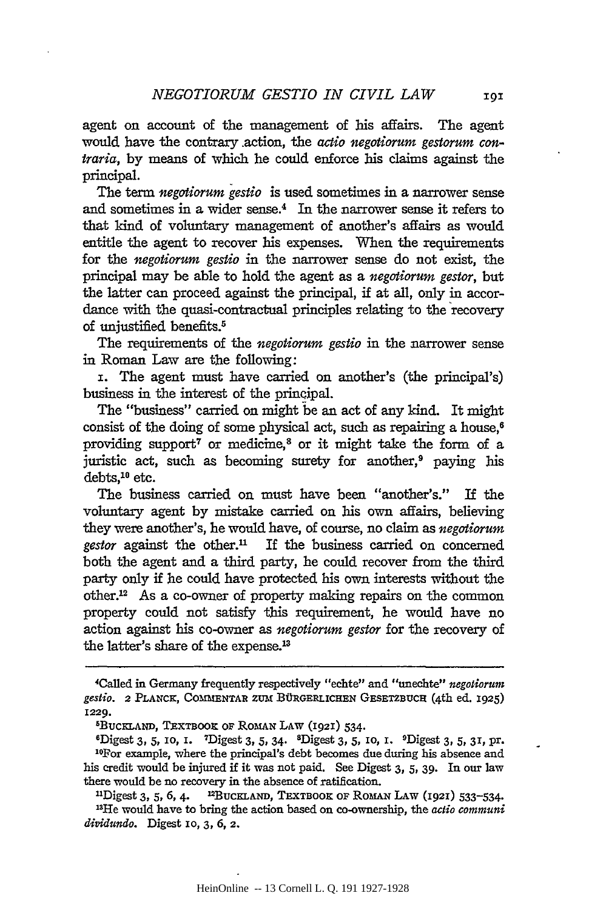agent on account of the management of his affairs. The agent would have the contrary action, the *actio negotiorum gestorum contraria*, by means of which he could enforce his claims against the principal.

The term *negotiorum gestio* is used sometimes in a narrower sense and sometimes in a wider sense.[4] In the narrower sense it refers to that kind of voluntary management of another's affairs as would entitle the agent to recover his expenses. When the requirements for the *negotiorum gestio* in the narrower sense do not exist, the principal may be able to hold the agent as a *negotiorum gestor*, but the latter can proceed against the principal, if at all, only in accordance with the quasi-contractual principles relating to the recovery of unjustified benefits.[5]

The requirements of the *negotiorum gestio* in the narrower sense in Roman Law are the following:

1. The agent must have carried on another's (the principal's) business in the interest of the principal.

The "business" carried on might be an act of any kind. It might consist of the doing of some physical act, such as repairing a house,[6] providing support[7] or medicine,[8] or it might take the form of a juristic act, such as becoming surety for another,[9] paying his debts,[10] etc.

The business carried on must have been "another's." If the voluntary agent by mistake carried on his own affairs, believing they were another's, he would have, of course, no claim as *negotiorum gestor* against the other.[11] If the business carried on concerned both the agent and a third party, he could recover from the third party only if he could have protected his own interests without the other.[12] As a co-owner of property making repairs on the common property could not satisfy this requirement, he would have no action against his co-owner as *negotiorum gestor* for the recovery of the latter's share of the expense.[13]

---

[4]Called in Germany frequently respectively "echte" and "unechte" *negotiorum gestio*. 2 PLANCK, COMMENTAR ZUM BÜRGERLICHEN GESETZBUCH (4th ed. 1925) 1229.

[5]BUCKLAND, TEXTBOOK OF ROMAN LAW (1921) 534.

[6]Digest 3, 5, 10, 1. [7]Digest 3, 5, 34. [8]Digest 3, 5, 10, 1. [9]Digest 3, 5, 31, pr.

[10]For example, where the principal's debt becomes due during his absence and his credit would be injured if it was not paid. See Digest 3, 5, 39. In our law there would be no recovery in the absence of ratification.

[11]Digest 3, 5, 6, 4. [12]BUCKLAND, TEXTBOOK OF ROMAN LAW (1921) 533–534.

[13]He would have to bring the action based on co-ownership, the *actio communi dividundo*. Digest 10, 3, 6, 2.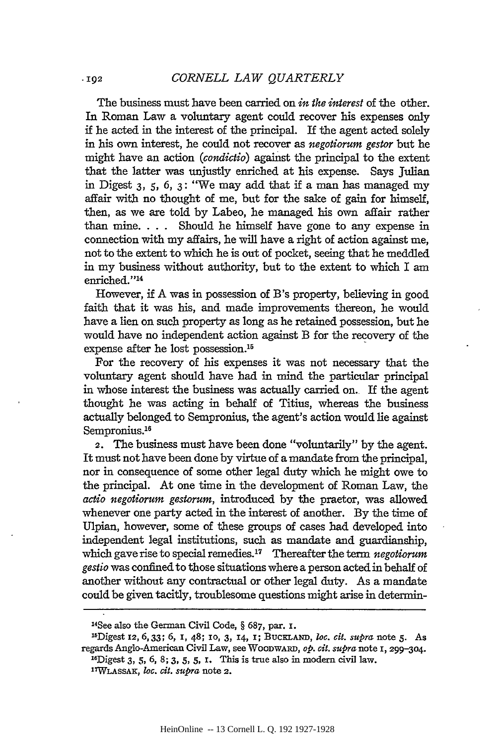The business must have been carried on *in the interest* of the other. In Roman Law a voluntary agent could recover his expenses only if he acted in the interest of the principal. If the agent acted solely in his own interest, he could not recover as *negotiorum gestor* but he might have an action (*condictio*) against the principal to the extent that the latter was unjustly enriched at his expense. Says Julian in Digest 3, 5, 6, 3: "We may add that if a man has managed my affair with no thought of me, but for the sake of gain for himself, then, as we are told by Labeo, he managed his own affair rather than mine. . . . Should he himself have gone to any expense in connection with my affairs, he will have a right of action against me, not to the extent to which he is out of pocket, seeing that he meddled in my business without authority, but to the extent to which I am enriched."[14]

However, if A was in possession of B's property, believing in good faith that it was his, and made improvements thereon, he would have a lien on such property as long as he retained possession, but he would have no independent action against B for the recovery of the expense after he lost possession.[15]

For the recovery of his expenses it was not necessary that the voluntary agent should have had in mind the particular principal in whose interest the business was actually carried on. If the agent thought he was acting in behalf of Titius, whereas the business actually belonged to Sempronius, the agent's action would lie against Sempronius.[16]

2. The business must have been done "voluntarily" by the agent. It must not have been done by virtue of a mandate from the principal, nor in consequence of some other legal duty which he might owe to the principal. At one time in the development of Roman Law, the *actio negotiorum gestorum*, introduced by the praetor, was allowed whenever one party acted in the interest of another. By the time of Ulpian, however, some of these groups of cases had developed into independent legal institutions, such as mandate and guardianship, which gave rise to special remedies.[17] Thereafter the term *negotiorum gestio* was confined to those situations where a person acted in behalf of another without any contractual or other legal duty. As a mandate could be given tacitly, troublesome questions might arise in determin-

---

[14]See also the German Civil Code, § 687, par. 1.

[15]Digest 12, 6, 33; 6, 1, 48; 10, 3, 14, 1; Buckland, *loc. cit. supra* note 5. As regards Anglo-American Civil Law, see Woodward, *op. cit. supra* note 1, 299–304.

[16]Digest 3, 5, 6, 8; 3, 5, 5, 1. This is true also in modern civil law.

[17]Wlassak, *loc. cit. supra* note 2.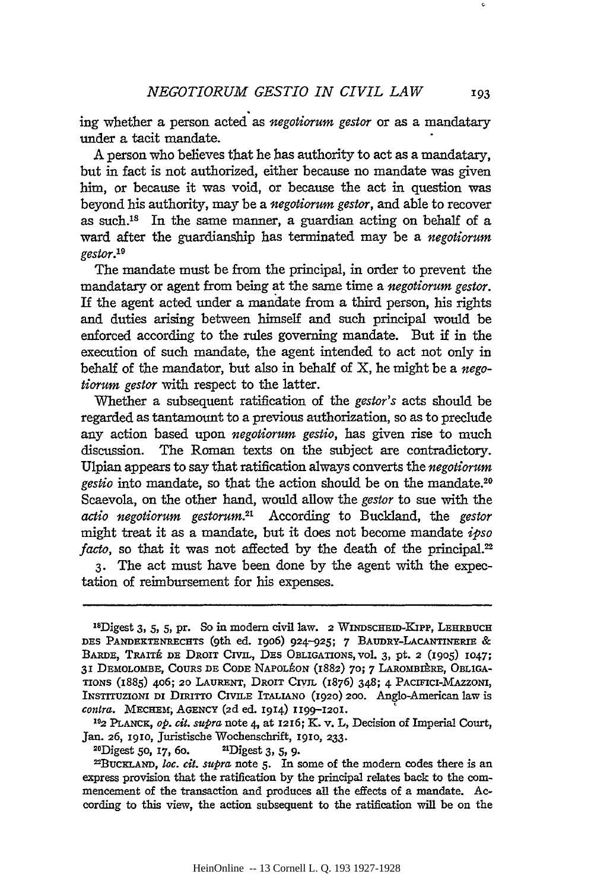ing whether a person acted as *negotiorum gestor* or as a mandatary under a tacit mandate.

A person who believes that he has authority to act as a mandatary, but in fact is not authorized, either because no mandate was given him, or because it was void, or because the act in question was beyond his authority, may be a *negotiorum gestor*, and able to recover as such.[18] In the same manner, a guardian acting on behalf of a ward after the guardianship has terminated may be a *negotiorum gestor*.[19]

The mandate must be from the principal, in order to prevent the mandatary or agent from being at the same time a *negotiorum gestor*. If the agent acted under a mandate from a third person, his rights and duties arising between himself and such principal would be enforced according to the rules governing mandate. But if in the execution of such mandate, the agent intended to act not only in behalf of the mandator, but also in behalf of X, he might be a *negotiorum gestor* with respect to the latter.

Whether a subsequent ratification of the *gestor's* acts should be regarded as tantamount to a previous authorization, so as to preclude any action based upon *negotiorum gestio*, has given rise to much discussion. The Roman texts on the subject are contradictory. Ulpian appears to say that ratification always converts the *negotiorum gestio* into mandate, so that the action should be on the mandate.[20] Scaevola, on the other hand, would allow the *gestor* to sue with the *actio negotiorum gestorum*.[21] According to Buckland, the *gestor* might treat it as a mandate, but it does not become mandate *ipso facto*, so that it was not affected by the death of the principal.[22]

3. The act must have been done by the agent with the expectation of reimbursement for his expenses.

---

[18]Digest 3, 5, 5, pr. So in modern civil law. 2 Windscheid-Kipp, Lehrbuch des Pandektenrechts (9th ed. 1906) 924–925; 7 Baudry-Lacantinerie & Barde, Traité de Droit Civil, Des Obligations, vol. 3, pt. 2 (1905) 1047; 31 Demolombe, Cours de Code Napoléon (1882) 70; 7 Larombière, Obligations (1885) 406; 20 Laurent, Droit Civil (1876) 348; 4 Pacifici-Mazzoni, Instituzioni di Diritto Civile Italiano (1920) 200. Anglo-American law is *contra*. Mechem, Agency (2d ed. 1914) 1199–1201.

[19]2 Planck, *op. cit. supra* note 4, at 1216; K. v. L, Decision of Imperial Court, Jan. 26, 1910, Juristische Wochenschrift, 1910, 233.

[20]Digest 50, 17, 60.

[21]Digest 3, 5, 9.

[22]Buckland, *loc. cit. supra* note 5. In some of the modern codes there is an express provision that the ratification by the principal relates back to the commencement of the transaction and produces all the effects of a mandate. According to this view, the action subsequent to the ratification will be on the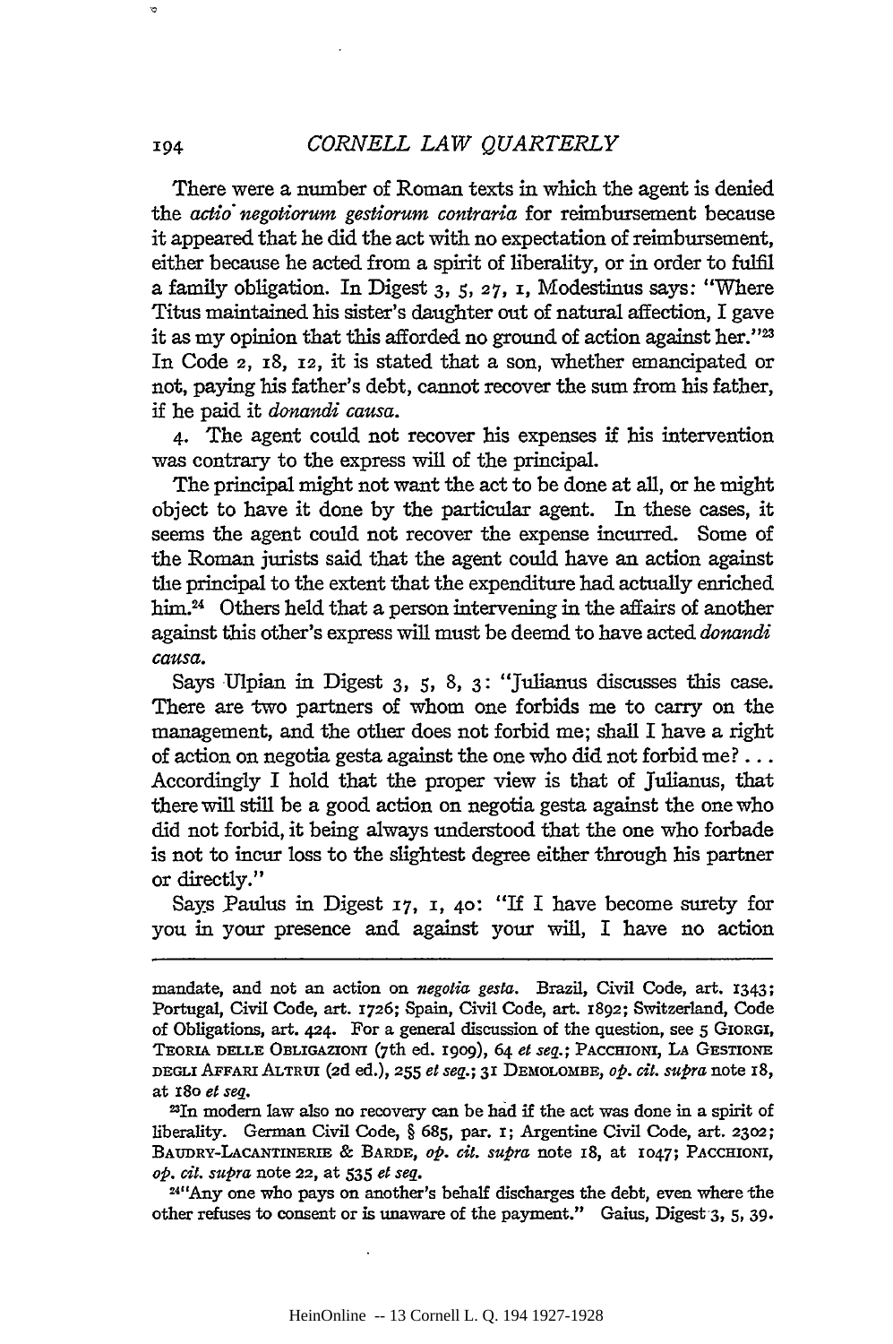There were a number of Roman texts in which the agent is denied the *actio negotiorum gestiorum contraria* for reimbursement because it appeared that he did the act with no expectation of reimbursement, either because he acted from a spirit of liberality, or in order to fulfil a family obligation. In Digest 3, 5, 27, 1, Modestinus says: "Where Titus maintained his sister's daughter out of natural affection, I gave it as my opinion that this afforded no ground of action against her."[23] In Code 2, 18, 12, it is stated that a son, whether emancipated or not, paying his father's debt, cannot recover the sum from his father, if he paid it *donandi causa*.

4. The agent could not recover his expenses if his intervention was contrary to the express will of the principal.

The principal might not want the act to be done at all, or he might object to have it done by the particular agent. In these cases, it seems the agent could not recover the expense incurred. Some of the Roman jurists said that the agent could have an action against the principal to the extent that the expenditure had actually enriched him.[24] Others held that a person intervening in the affairs of another against this other's express will must be deemd to have acted *donandi causa*.

Says Ulpian in Digest 3, 5, 8, 3: "Julianus discusses this case. There are two partners of whom one forbids me to carry on the management, and the other does not forbid me; shall I have a right of action on negotia gesta against the one who did not forbid me? . . . Accordingly I hold that the proper view is that of Julianus, that there will still be a good action on negotia gesta against the one who did not forbid, it being always understood that the one who forbade is not to incur loss to the slightest degree either through his partner or directly."

Says Paulus in Digest 17, 1, 40: "If I have become surety for you in your presence and against your will, I have no action

---

mandate, and not an action on *negotia gesta*. Brazil, Civil Code, art. 1343; Portugal, Civil Code, art. 1726; Spain, Civil Code, art. 1892; Switzerland, Code of Obligations, art. 424. For a general discussion of the question, see 5 GIORGI, TEORIA DELLE OBLIGAZIONI (7th ed. 1909), 64 *et seq.*; PACCHIONI, LA GESTIONE DEGLI AFFARI ALTRUI (2d ed.), 255 *et seq.*; 31 DEMOLOMBE, *op. cit. supra* note 18, at 180 *et seq.*

[23] In modern law also no recovery can be had if the act was done in a spirit of liberality. German Civil Code, § 685, par. 1; Argentine Civil Code, art. 2302; BAUDRY-LACANTINERIE & BARDE, *op. cit. supra* note 18, at 1047; PACCHIONI, *op. cit. supra* note 22, at 535 *et seq.*

[24] "Any one who pays on another's behalf discharges the debt, even where the other refuses to consent or is unaware of the payment." Gaius, Digest 3, 5, 39.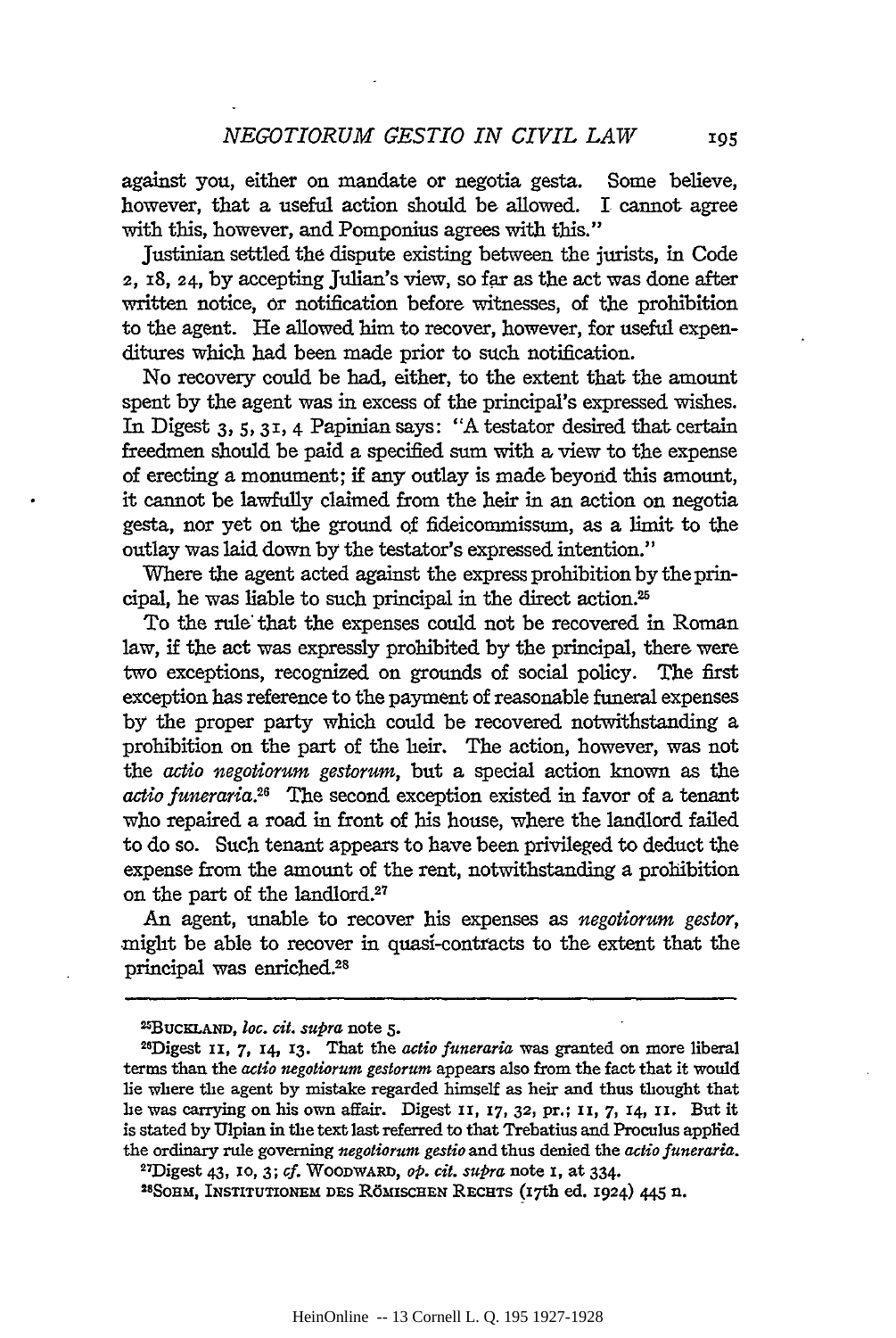against you, either on mandate or negotia gesta. Some believe, however, that a useful action should be allowed. I cannot agree with this, however, and Pomponius agrees with this."

Justinian settled the dispute existing between the jurists, in Code 2, 18, 24, by accepting Julian's view, so far as the act was done after written notice, or notification before witnesses, of the prohibition to the agent. He allowed him to recover, however, for useful expenditures which had been made prior to such notification.

No recovery could be had, either, to the extent that the amount spent by the agent was in excess of the principal's expressed wishes. In Digest 3, 5, 31, 4 Papinian says: "A testator desired that certain freedmen should be paid a specified sum with a view to the expense of erecting a monument; if any outlay is made beyond this amount, it cannot be lawfully claimed from the heir in an action on negotia gesta, nor yet on the ground of fideicommissum, as a limit to the outlay was laid down by the testator's expressed intention."

Where the agent acted against the express prohibition by the principal, he was liable to such principal in the direct action.[25]

To the rule that the expenses could not be recovered in Roman law, if the act was expressly prohibited by the principal, there were two exceptions, recognized on grounds of social policy. The first exception has reference to the payment of reasonable funeral expenses by the proper party which could be recovered notwithstanding a prohibition on the part of the heir. The action, however, was not the *actio negotiorum gestorum*, but a special action known as the *actio funeraria*.[26] The second exception existed in favor of a tenant who repaired a road in front of his house, where the landlord failed to do so. Such tenant appears to have been privileged to deduct the expense from the amount of the rent, notwithstanding a prohibition on the part of the landlord.[27]

An agent, unable to recover his expenses as *negotiorum gestor*, might be able to recover in quasi-contracts to the extent that the principal was enriched.[28]

---

[25]BUCKLAND, *loc. cit. supra* note 5.

[26]Digest 11, 7, 14, 13. That the *actio funeraria* was granted on more liberal terms than the *actio negotiorum gestorum* appears also from the fact that it would lie where the agent by mistake regarded himself as heir and thus thought that he was carrying on his own affair. Digest 11, 17, 32, pr.; 11, 7, 14, 11. But it is stated by Ulpian in the text last referred to that Trebatius and Proculus applied the ordinary rule governing *negotiorum gestio* and thus denied the *actio funeraria*.

[27]Digest 43, 10, 3; *cf.* WOODWARD, *op. cit. supra* note 1, at 334.

[28]SOHM, INSTITUTIONEM DES RÖMISCHEN RECHTS (17th ed. 1924) 445 n.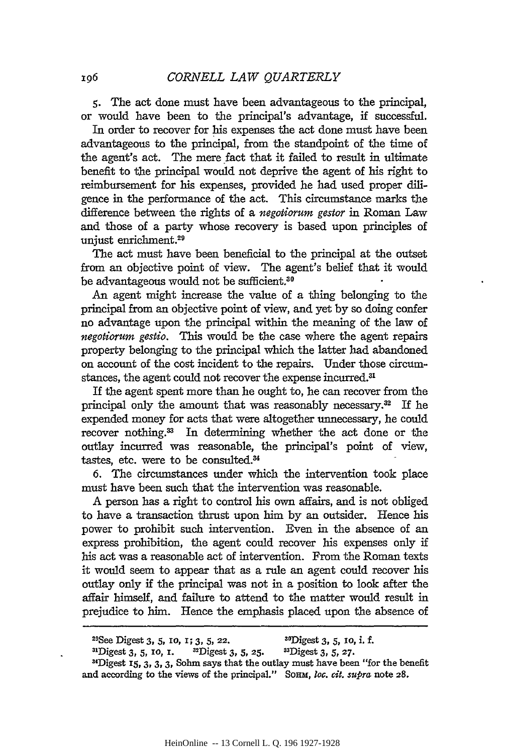5. The act done must have been advantageous to the principal, or would have been to the principal's advantage, if successful.

In order to recover for his expenses the act done must have been advantageous to the principal, from the standpoint of the time of the agent's act. The mere fact that it failed to result in ultimate benefit to the principal would not deprive the agent of his right to reimbursement for his expenses, provided he had used proper diligence in the performance of the act. This circumstance marks the difference between the rights of a *negotiorum gestor* in Roman Law and those of a party whose recovery is based upon principles of unjust enrichment.[29]

The act must have been beneficial to the principal at the outset from an objective point of view. The agent's belief that it would be advantageous would not be sufficient.[30]

An agent might increase the value of a thing belonging to the principal from an objective point of view, and yet by so doing confer no advantage upon the principal within the meaning of the law of *negotiorum gestio*. This would be the case where the agent repairs property belonging to the principal which the latter had abandoned on account of the cost incident to the repairs. Under those circumstances, the agent could not recover the expense incurred.[31]

If the agent spent more than he ought to, he can recover from the principal only the amount that was reasonably necessary.[32] If he expended money for acts that were altogether unnecessary, he could recover nothing.[33] In determining whether the act done or the outlay incurred was reasonable, the principal's point of view, tastes, etc. were to be consulted.[34]

6. The circumstances under which the intervention took place must have been such that the intervention was reasonable.

A person has a right to control his own affairs, and is not obliged to have a transaction thrust upon him by an outsider. Hence his power to prohibit such intervention. Even in the absence of an express prohibition, the agent could recover his expenses only if his act was a reasonable act of intervention. From the Roman texts it would seem to appear that as a rule an agent could recover his outlay only if the principal was not in a position to look after the affair himself, and failure to attend to the matter would result in prejudice to him. Hence the emphasis placed upon the absence of

---

[29]See Digest 3, 5, 10, 1; 3, 5, 22.

[30]Digest 3, 5, 10, i. f.

[31]Digest 3, 5, 10, 1.

[32]Digest 3, 5, 25.

[33]Digest 3, 5, 27.

[34]Digest 15, 3, 3, 3, Sohm says that the outlay must have been "for the benefit and according to the views of the principal." SOHM, *loc. cit. supra* note 28.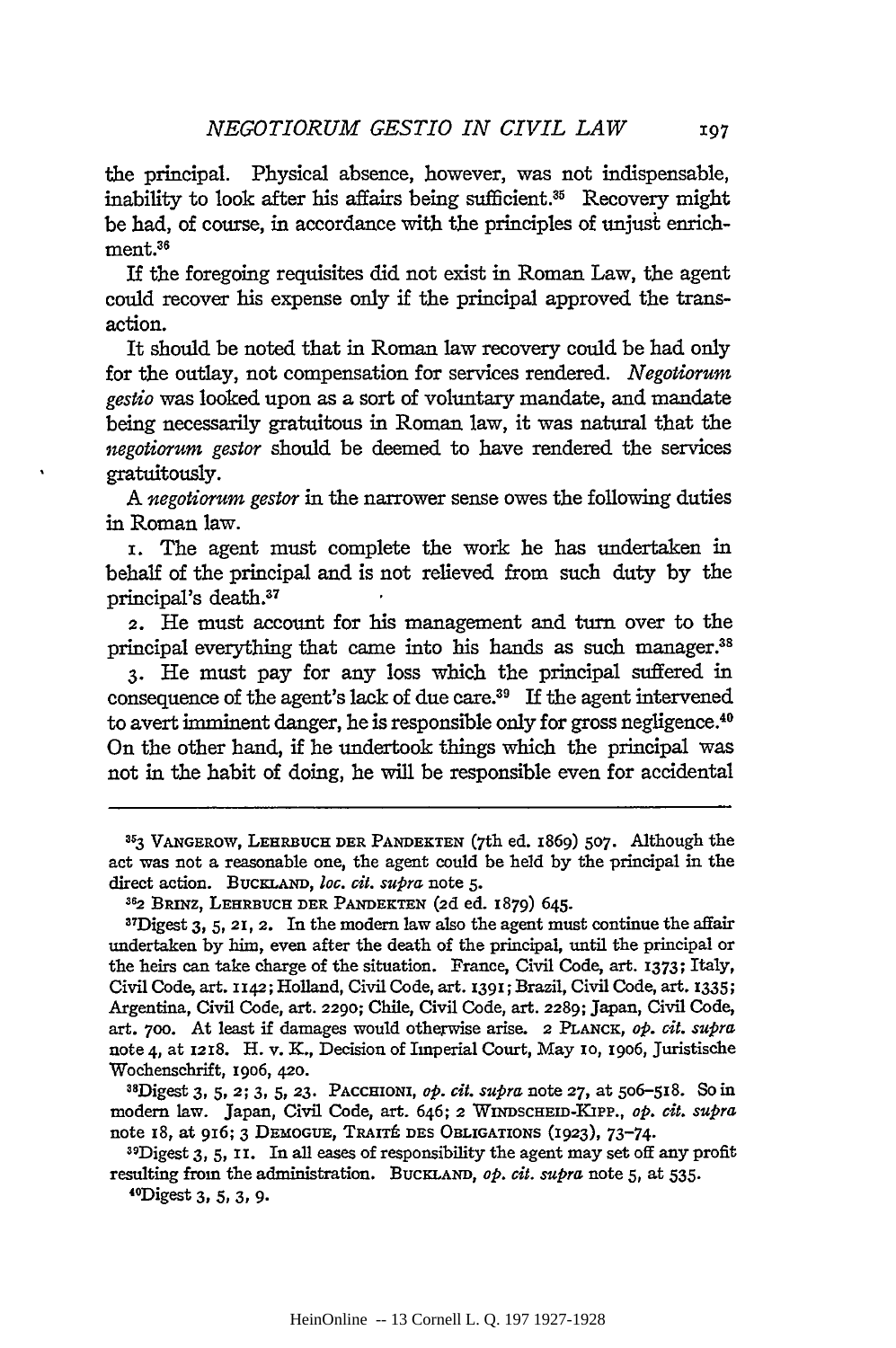the principal. Physical absence, however, was not indispensable, inability to look after his affairs being sufficient.[35] Recovery might be had, of course, in accordance with the principles of unjust enrichment.[36]

If the foregoing requisites did not exist in Roman Law, the agent could recover his expense only if the principal approved the transaction.

It should be noted that in Roman law recovery could be had only for the outlay, not compensation for services rendered. *Negotiorum gestio* was looked upon as a sort of voluntary mandate, and mandate being necessarily gratuitous in Roman law, it was natural that the *negotiorum gestor* should be deemed to have rendered the services gratuitously.

A *negotiorum gestor* in the narrower sense owes the following duties in Roman law.

1. The agent must complete the work he has undertaken in behalf of the principal and is not relieved from such duty by the principal's death.[37]

2. He must account for his management and turn over to the principal everything that came into his hands as such manager.[38]

3. He must pay for any loss which the principal suffered in consequence of the agent's lack of due care.[39] If the agent intervened to avert imminent danger, he is responsible only for gross negligence.[40] On the other hand, if he undertook things which the principal was not in the habit of doing, he will be responsible even for accidental

---

[35] 3 VANGEROW, LEHRBUCH DER PANDEKTEN (7th ed. 1869) 507. Although the act was not a reasonable one, the agent could be held by the principal in the direct action. BUCKLAND, *loc. cit. supra* note 5.

[36] 2 BRINZ, LEHRBUCH DER PANDEKTEN (2d ed. 1879) 645.

[37] Digest 3, 5, 21, 2. In the modern law also the agent must continue the affair undertaken by him, even after the death of the principal, until the principal or the heirs can take charge of the situation. France, Civil Code, art. 1373; Italy, Civil Code, art. 1142; Holland, Civil Code, art. 1391; Brazil, Civil Code, art. 1335; Argentina, Civil Code, art. 2290; Chile, Civil Code, art. 2289; Japan, Civil Code, art. 700. At least if damages would otherwise arise. 2 PLANCK, *op. cit. supra* note 4, at 1218. H. v. K., Decision of Imperial Court, May 10, 1906, Juristische Wochenschrift, 1906, 420.

[38] Digest 3, 5, 2; 3, 5, 23. PACCHIONI, *op. cit. supra* note 27, at 506–518. So in modern law. Japan, Civil Code, art. 646; 2 WINDSCHEID-KIPP., *op. cit. supra* note 18, at 916; 3 DEMOGUE, TRAITÉ DES OBLIGATIONS (1923), 73–74.

[39] Digest 3, 5, 11. In all cases of responsibility the agent may set off any profit resulting from the administration. BUCKLAND, *op. cit. supra* note 5, at 535.

[40] Digest 3, 5, 3, 9.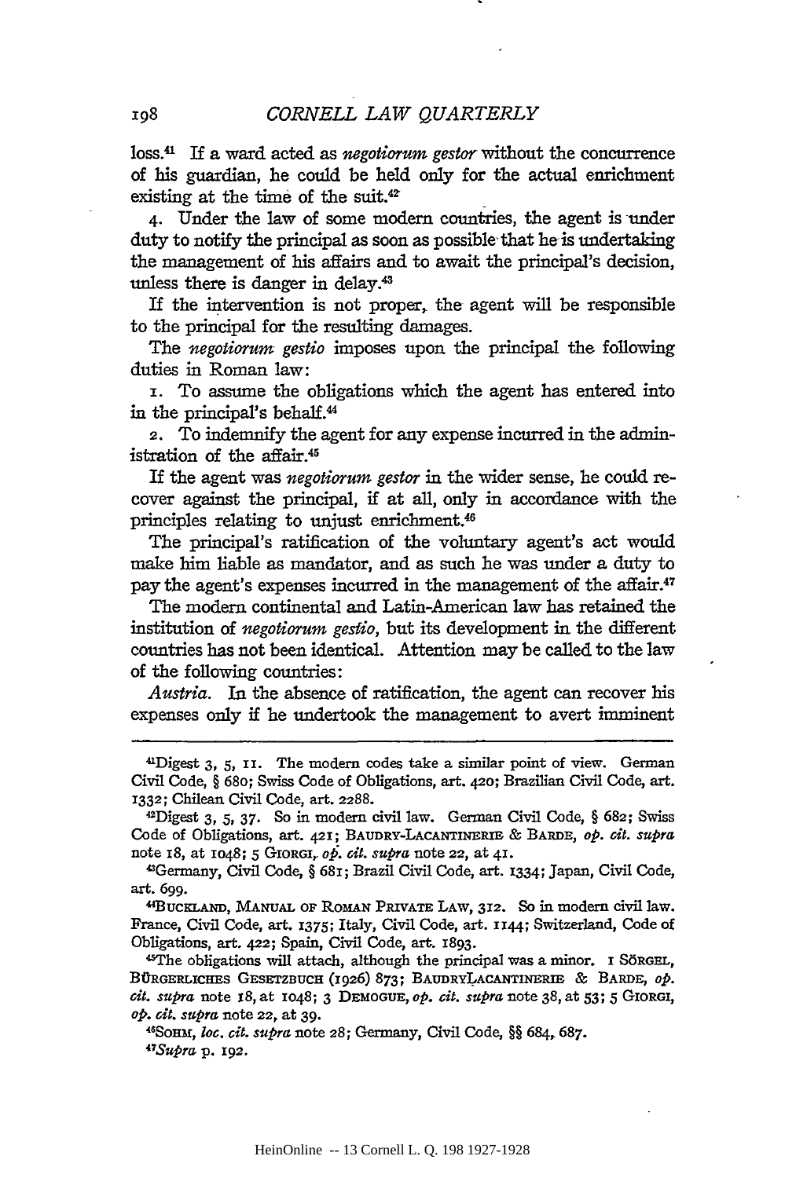loss.[41] If a ward acted as *negotiorum gestor* without the concurrence of his guardian, he could be held only for the actual enrichment existing at the time of the suit.[42]

4. Under the law of some modern countries, the agent is under duty to notify the principal as soon as possible that he is undertaking the management of his affairs and to await the principal's decision, unless there is danger in delay.[43]

If the intervention is not proper, the agent will be responsible to the principal for the resulting damages.

The *negotiorum gestio* imposes upon the principal the following duties in Roman law:

1. To assume the obligations which the agent has entered into in the principal's behalf.[44]

2. To indemnify the agent for any expense incurred in the administration of the affair.[45]

If the agent was *negotiorum gestor* in the wider sense, he could recover against the principal, if at all, only in accordance with the principles relating to unjust enrichment.[46]

The principal's ratification of the voluntary agent's act would make him liable as mandator, and as such he was under a duty to pay the agent's expenses incurred in the management of the affair.[47]

The modern continental and Latin-American law has retained the institution of *negotiorum gestio*, but its development in the different countries has not been identical. Attention may be called to the law of the following countries:

*Austria.* In the absence of ratification, the agent can recover his expenses only if he undertook the management to avert imminent

---

[41] Digest 3, 5, 11. The modern codes take a similar point of view. German Civil Code, § 680; Swiss Code of Obligations, art. 420; Brazilian Civil Code, art. 1332; Chilean Civil Code, art. 2288.

[42] Digest 3, 5, 37. So in modern civil law. German Civil Code, § 682; Swiss Code of Obligations, art. 421; BAUDRY-LACANTINERIE & BARDE, *op. cit. supra* note 18, at 1048; 5 GIORGI, *op. cit. supra* note 22, at 41.

[43] Germany, Civil Code, § 681; Brazil Civil Code, art. 1334; Japan, Civil Code, art. 699.

[44] BUCKLAND, MANUAL OF ROMAN PRIVATE LAW, 312. So in modern civil law. France, Civil Code, art. 1375; Italy, Civil Code, art. 1144; Switzerland, Code of Obligations, art. 422; Spain, Civil Code, art. 1893.

[45] The obligations will attach, although the principal was a minor. 1 SÖRGEL, BÜRGERLICHES GESETZBUCH (1926) 873; BAUDRY-LACANTINERIE & BARDE, *op. cit. supra* note 18, at 1048; 3 DEMOGUE, *op. cit. supra* note 38, at 53; 5 GIORGI, *op. cit. supra* note 22, at 39.

[46] SOHM, *loc. cit. supra* note 28; Germany, Civil Code, §§ 684, 687.

[47] *Supra* p. 192.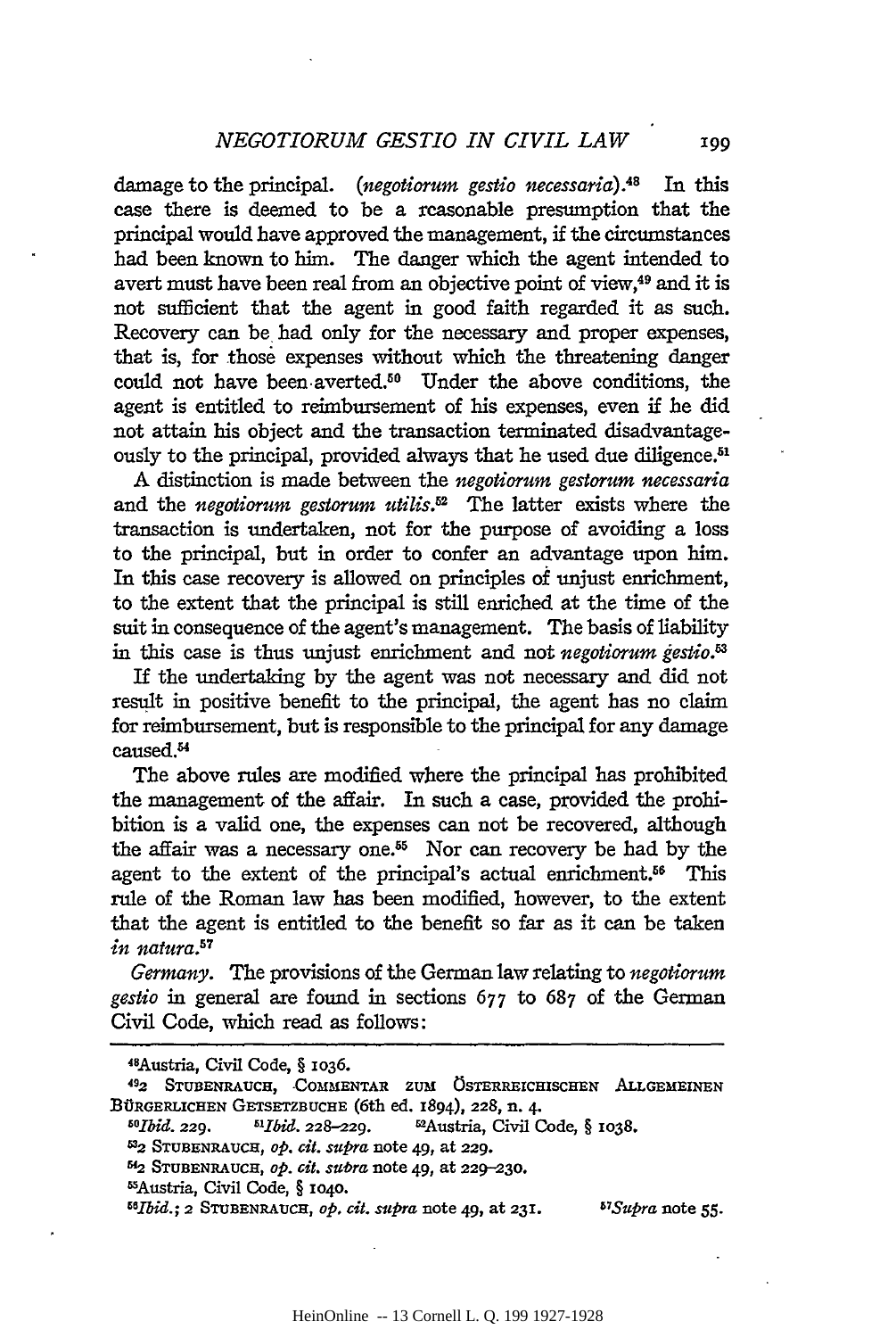damage to the principal. (*negotiorum gestio necessaria*).[48] In this case there is deemed to be a reasonable presumption that the principal would have approved the management, if the circumstances had been known to him. The danger which the agent intended to avert must have been real from an objective point of view,[49] and it is not sufficient that the agent in good faith regarded it as such. Recovery can be had only for the necessary and proper expenses, that is, for those expenses without which the threatening danger could not have been averted.[50] Under the above conditions, the agent is entitled to reimbursement of his expenses, even if he did not attain his object and the transaction terminated disadvantageously to the principal, provided always that he used due diligence.[51]

A distinction is made between the *negotiorum gestorum necessaria* and the *negotiorum gestorum utilis*.[52] The latter exists where the transaction is undertaken, not for the purpose of avoiding a loss to the principal, but in order to confer an advantage upon him. In this case recovery is allowed on principles of unjust enrichment, to the extent that the principal is still enriched at the time of the suit in consequence of the agent's management. The basis of liability in this case is thus unjust enrichment and not *negotiorum gestio*.[53]

If the undertaking by the agent was not necessary and did not result in positive benefit to the principal, the agent has no claim for reimbursement, but is responsible to the principal for any damage caused.[54]

The above rules are modified where the principal has prohibited the management of the affair. In such a case, provided the prohibition is a valid one, the expenses can not be recovered, although the affair was a necessary one.[55] Nor can recovery be had by the agent to the extent of the principal's actual enrichment.[56] This rule of the Roman law has been modified, however, to the extent that the agent is entitled to the benefit so far as it can be taken *in natura*.[57]

*Germany*. The provisions of the German law relating to *negotiorum gestio* in general are found in sections 677 to 687 of the German Civil Code, which read as follows:

---

[48] Austria, Civil Code, § 1036.

[49] 2 STUBENRAUCH, COMMENTAR ZUM ÖSTERREICHISCHEN ALLGEMEINEN BÜRGERLICHEN GETSETZBUCHE (6th ed. 1894), 228, n. 4.

[50] *Ibid.* 229. [51] *Ibid.* 228–229. [52] Austria, Civil Code, § 1038.

[53] 2 STUBENRAUCH, *op. cit. supra* note 49, at 229.

[54] 2 STUBENRAUCH, *op. cit. supra* note 49, at 229–230.

[55] Austria, Civil Code, § 1040.

[56] *Ibid.*; 2 STUBENRAUCH, *op. cit. supra* note 49, at 231. [57] *Supra* note 55.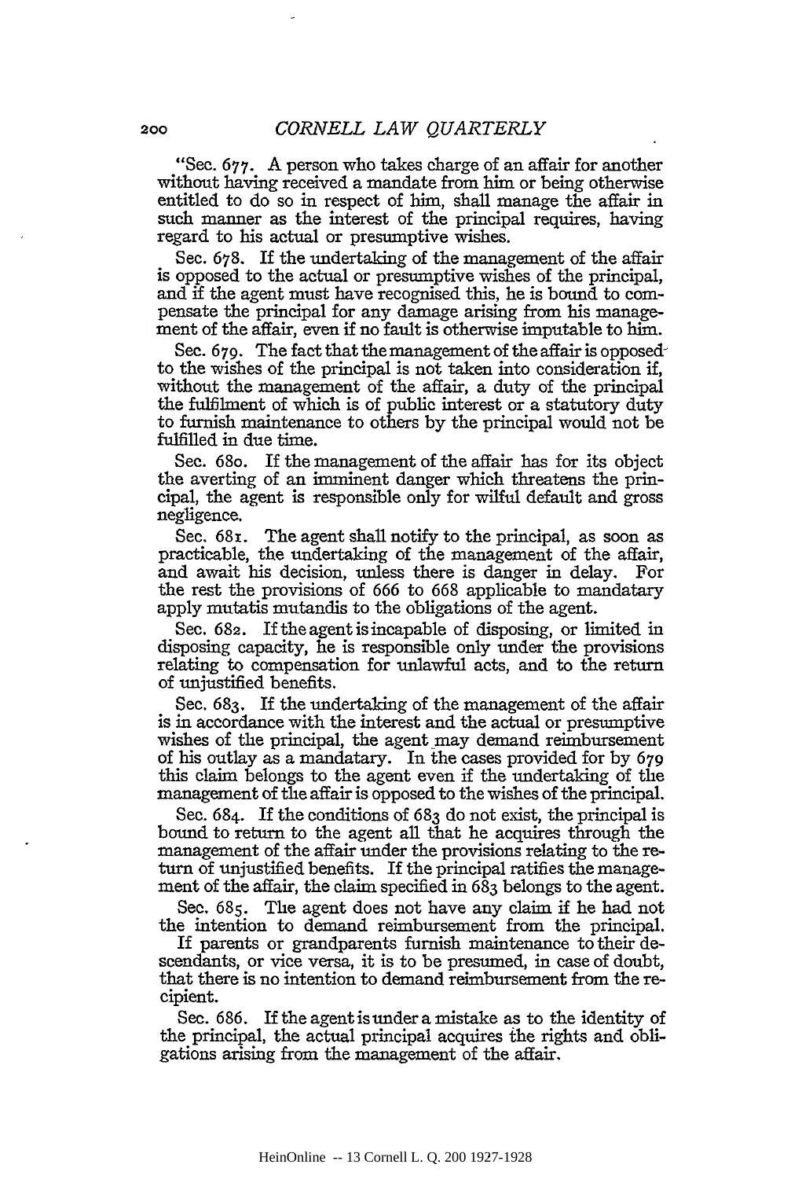"Sec. 677. A person who takes charge of an affair for another without having received a mandate from him or being otherwise entitled to do so in respect of him, shall manage the affair in such manner as the interest of the principal requires, having regard to his actual or presumptive wishes.

Sec. 678. If the undertaking of the management of the affair is opposed to the actual or presumptive wishes of the principal, and if the agent must have recognised this, he is bound to compensate the principal for any damage arising from his management of the affair, even if no fault is otherwise imputable to him.

Sec. 679. The fact that the management of the affair is opposed to the wishes of the principal is not taken into consideration if, without the management of the affair, a duty of the principal the fulfilment of which is of public interest or a statutory duty to furnish maintenance to others by the principal would not be fulfilled in due time.

Sec. 680. If the management of the affair has for its object the averting of an imminent danger which threatens the principal, the agent is responsible only for wilful default and gross negligence.

Sec. 681. The agent shall notify to the principal, as soon as practicable, the undertaking of the management of the affair, and await his decision, unless there is danger in delay. For the rest the provisions of 666 to 668 applicable to mandatary apply mutatis mutandis to the obligations of the agent.

Sec. 682. If the agent is incapable of disposing, or limited in disposing capacity, he is responsible only under the provisions relating to compensation for unlawful acts, and to the return of unjustified benefits.

Sec. 683. If the undertaking of the management of the affair is in accordance with the interest and the actual or presumptive wishes of the principal, the agent may demand reimbursement of his outlay as a mandatary. In the cases provided for by 679 this claim belongs to the agent even if the undertaking of the management of the affair is opposed to the wishes of the principal.

Sec. 684. If the conditions of 683 do not exist, the principal is bound to return to the agent all that he acquires through the management of the affair under the provisions relating to the return of unjustified benefits. If the principal ratifies the management of the affair, the claim specified in 683 belongs to the agent.

Sec. 685. The agent does not have any claim if he had not the intention to demand reimbursement from the principal.

If parents or grandparents furnish maintenance to their descendants, or vice versa, it is to be presumed, in case of doubt, that there is no intention to demand reimbursement from the recipient.

Sec. 686. If the agent is under a mistake as to the identity of the principal, the actual principal acquires the rights and obligations arising from the management of the affair.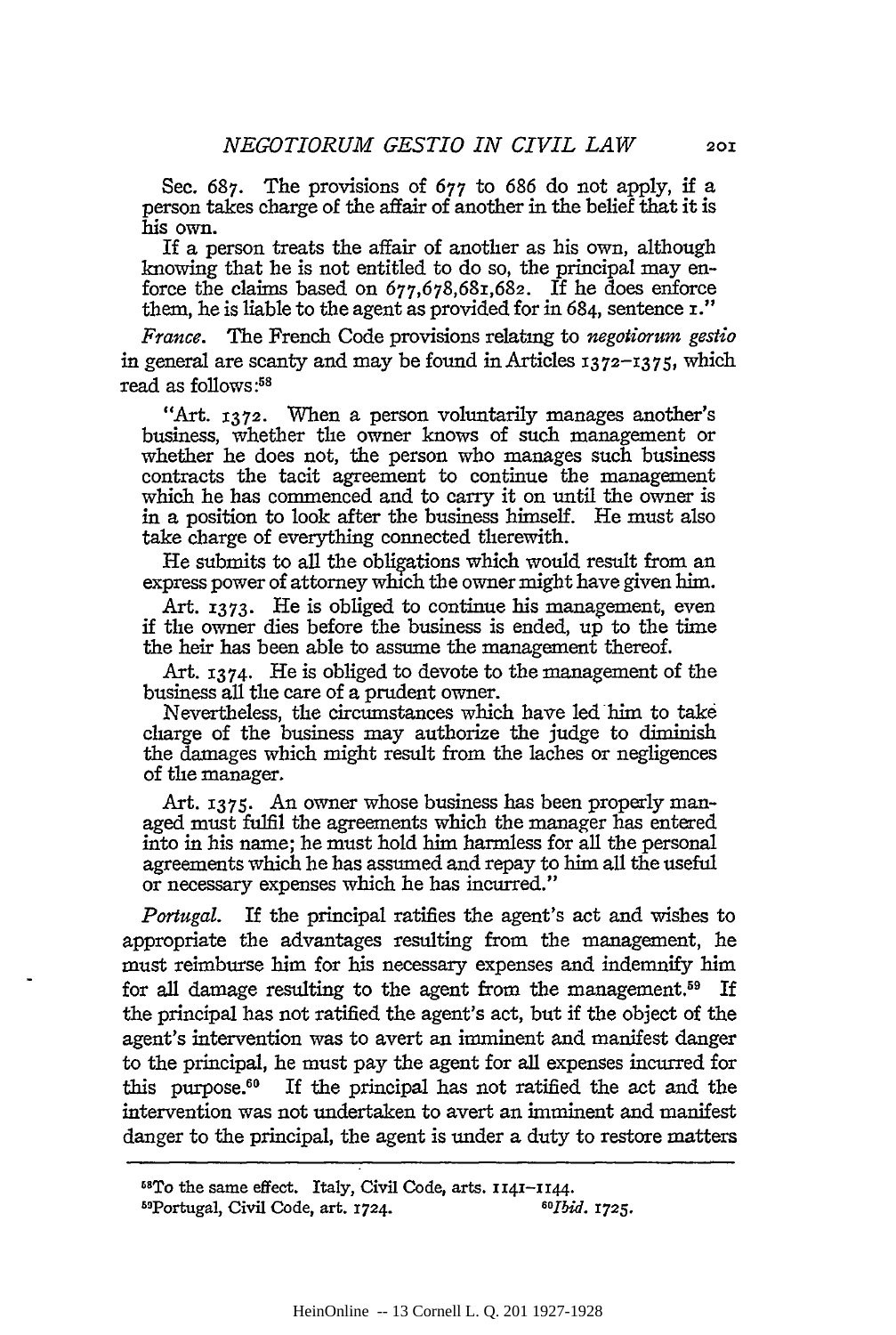Sec. 687. The provisions of 677 to 686 do not apply, if a person takes charge of the affair of another in the belief that it is his own.

If a person treats the affair of another as his own, although knowing that he is not entitled to do so, the principal may enforce the claims based on 677,678,681,682. If he does enforce them, he is liable to the agent as provided for in 684, sentence 1."

*France.* The French Code provisions relating to *negotiorum gestio* in general are scanty and may be found in Articles 1372–1375, which read as follows:[58]

> "Art. 1372. When a person voluntarily manages another's business, whether the owner knows of such management or whether he does not, the person who manages such business contracts the tacit agreement to continue the management which he has commenced and to carry it on until the owner is in a position to look after the business himself. He must also take charge of everything connected therewith.
>
> He submits to all the obligations which would result from an express power of attorney which the owner might have given him.
>
> Art. 1373. He is obliged to continue his management, even if the owner dies before the business is ended, up to the time the heir has been able to assume the management thereof.
>
> Art. 1374. He is obliged to devote to the management of the business all the care of a prudent owner.
>
> Nevertheless, the circumstances which have led him to take charge of the business may authorize the judge to diminish the damages which might result from the laches or negligences of the manager.
>
> Art. 1375. An owner whose business has been properly managed must fulfil the agreements which the manager has entered into in his name; he must hold him harmless for all the personal agreements which he has assumed and repay to him all the useful or necessary expenses which he has incurred."

*Portugal.* If the principal ratifies the agent's act and wishes to appropriate the advantages resulting from the management, he must reimburse him for his necessary expenses and indemnify him for all damage resulting to the agent from the management.[59] If the principal has not ratified the agent's act, but if the object of the agent's intervention was to avert an imminent and manifest danger to the principal, he must pay the agent for all expenses incurred for this purpose.[60] If the principal has not ratified the act and the intervention was not undertaken to avert an imminent and manifest danger to the principal, the agent is under a duty to restore matters

---

[58] To the same effect. Italy, Civil Code, arts. 1141–1144.

[59] Portugal, Civil Code, art. 1724.

[60] *Ibid.* 1725.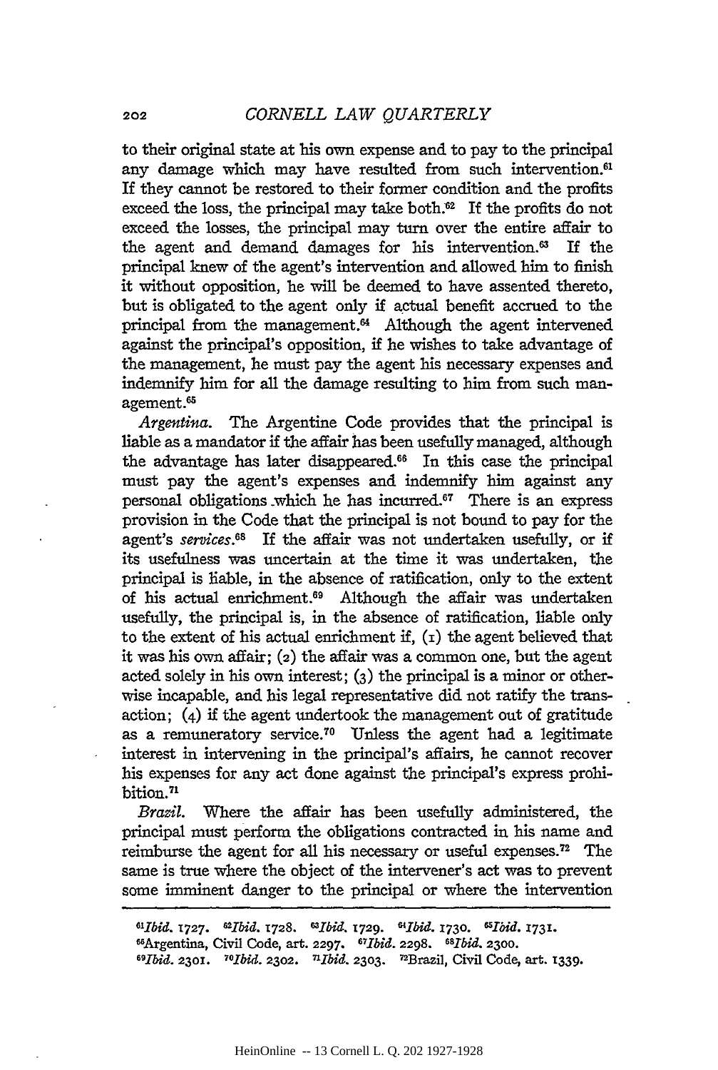to their original state at his own expense and to pay to the principal any damage which may have resulted from such intervention.[61] If they cannot be restored to their former condition and the profits exceed the loss, the principal may take both.[62] If the profits do not exceed the losses, the principal may turn over the entire affair to the agent and demand damages for his intervention.[63] If the principal knew of the agent's intervention and allowed him to finish it without opposition, he will be deemed to have assented thereto, but is obligated to the agent only if actual benefit accrued to the principal from the management.[64] Although the agent intervened against the principal's opposition, if he wishes to take advantage of the management, he must pay the agent his necessary expenses and indemnify him for all the damage resulting to him from such management.[65]

*Argentina.* The Argentine Code provides that the principal is liable as a mandator if the affair has been usefully managed, although the advantage has later disappeared.[66] In this case the principal must pay the agent's expenses and indemnify him against any personal obligations which he has incurred.[67] There is an express provision in the Code that the principal is not bound to pay for the agent's *services*.[68] If the affair was not undertaken usefully, or if its usefulness was uncertain at the time it was undertaken, the principal is liable, in the absence of ratification, only to the extent of his actual enrichment.[69] Although the affair was undertaken usefully, the principal is, in the absence of ratification, liable only to the extent of his actual enrichment if, (1) the agent believed that it was his own affair; (2) the affair was a common one, but the agent acted solely in his own interest; (3) the principal is a minor or otherwise incapable, and his legal representative did not ratify the transaction; (4) if the agent undertook the management out of gratitude as a remuneratory service.[70] Unless the agent had a legitimate interest in intervening in the principal's affairs, he cannot recover his expenses for any act done against the principal's express prohibition.[71]

*Brazil.* Where the affair has been usefully administered, the principal must perform the obligations contracted in his name and reimburse the agent for all his necessary or useful expenses.[72] The same is true where the object of the intervener's act was to prevent some imminent danger to the principal or where the intervention

---

[61]*Ibid.* 1727. [62]*Ibid.* 1728. [63]*Ibid.* 1729. [64]*Ibid.* 1730. [65]*Ibid.* 1731.
[66]Argentina, Civil Code, art. 2297. [67]*Ibid.* 2298. [68]*Ibid.* 2300.
[69]*Ibid.* 2301. [70]*Ibid.* 2302. [71]*Ibid.* 2303. [72]Brazil, Civil Code, art. 1339.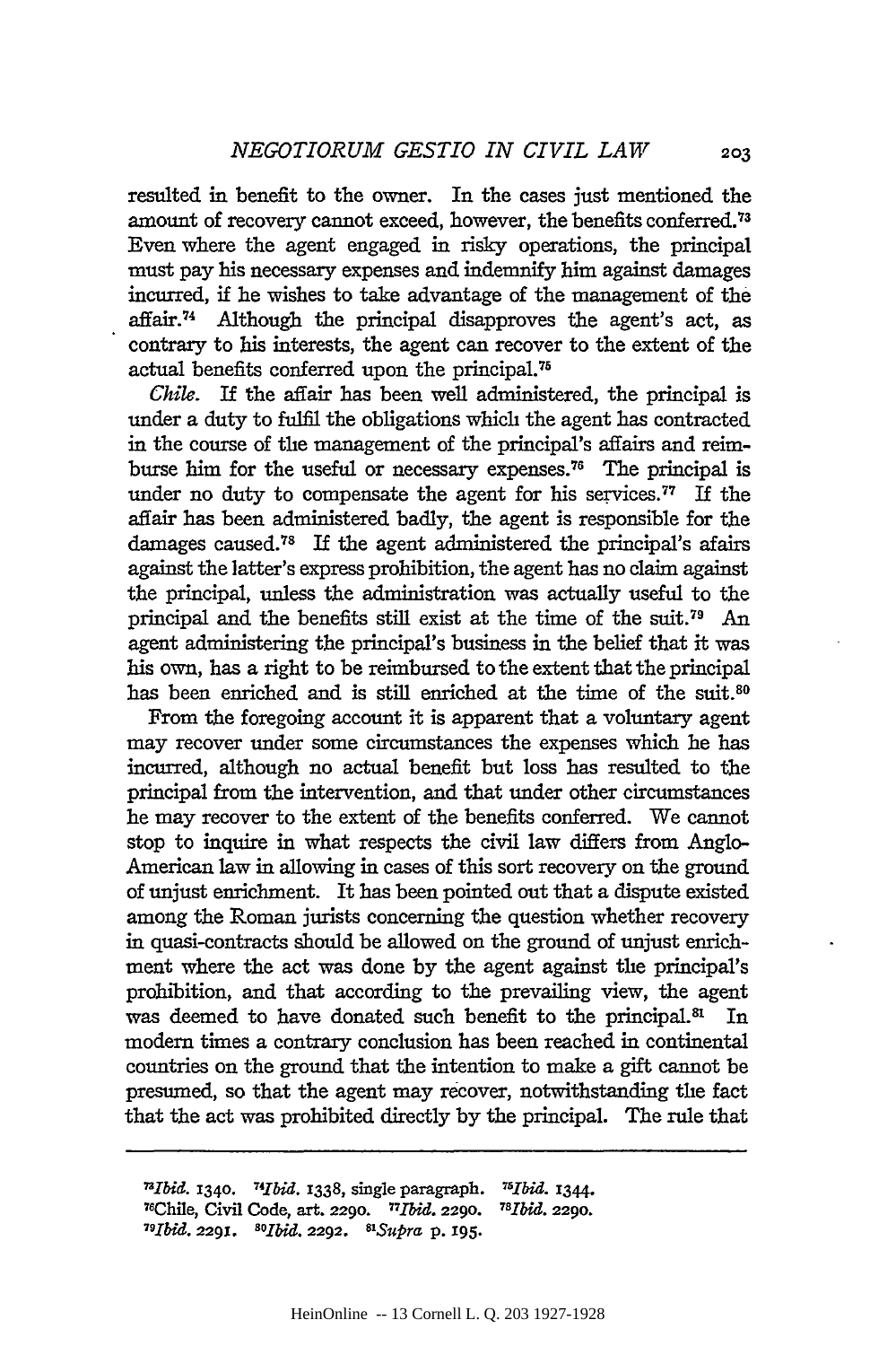resulted in benefit to the owner. In the cases just mentioned the amount of recovery cannot exceed, however, the benefits conferred.[73] Even where the agent engaged in risky operations, the principal must pay his necessary expenses and indemnify him against damages incurred, if he wishes to take advantage of the management of the affair.[74] Although the principal disapproves the agent's act, as contrary to his interests, the agent can recover to the extent of the actual benefits conferred upon the principal.[75]

*Chile.* If the affair has been well administered, the principal is under a duty to fulfil the obligations which the agent has contracted in the course of the management of the principal's affairs and reimburse him for the useful or necessary expenses.[76] The principal is under no duty to compensate the agent for his services.[77] If the affair has been administered badly, the agent is responsible for the damages caused.[78] If the agent administered the principal's afairs against the latter's express prohibition, the agent has no claim against the principal, unless the administration was actually useful to the principal and the benefits still exist at the time of the suit.[79] An agent administering the principal's business in the belief that it was his own, has a right to be reimbursed to the extent that the principal has been enriched and is still enriched at the time of the suit.[80]

From the foregoing account it is apparent that a voluntary agent may recover under some circumstances the expenses which he has incurred, although no actual benefit but loss has resulted to the principal from the intervention, and that under other circumstances he may recover to the extent of the benefits conferred. We cannot stop to inquire in what respects the civil law differs from Anglo-American law in allowing in cases of this sort recovery on the ground of unjust enrichment. It has been pointed out that a dispute existed among the Roman jurists concerning the question whether recovery in quasi-contracts should be allowed on the ground of unjust enrichment where the act was done by the agent against the principal's prohibition, and that according to the prevailing view, the agent was deemed to have donated such benefit to the principal.[81] In modern times a contrary conclusion has been reached in continental countries on the ground that the intention to make a gift cannot be presumed, so that the agent may recover, notwithstanding the fact that the act was prohibited directly by the principal. The rule that

---

[73]*Ibid.* 1340. [74]*Ibid.* 1338, single paragraph. [75]*Ibid.* 1344.
[76]Chile, Civil Code, art. 2290. [77]*Ibid.* 2290. [78]*Ibid.* 2290.
[79]*Ibid.* 2291. [80]*Ibid.* 2292. [81]*Supra* p. 195.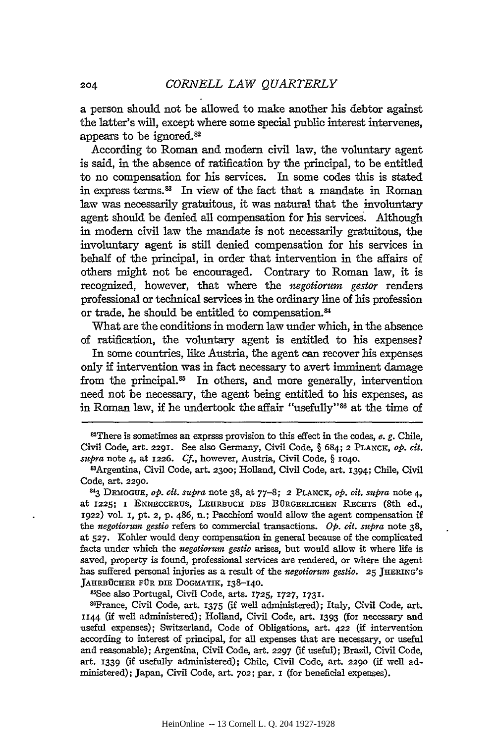a person should not be allowed to make another his debtor against the latter's will, except where some special public interest intervenes, appears to be ignored.[82]

According to Roman and modern civil law, the voluntary agent is said, in the absence of ratification by the principal, to be entitled to no compensation for his services. In some codes this is stated in express terms.[83] In view of the fact that a mandate in Roman law was necessarily gratuitous, it was natural that the involuntary agent should be denied all compensation for his services. Although in modern civil law the mandate is not necessarily gratuitous, the involuntary agent is still denied compensation for his services in behalf of the principal, in order that intervention in the affairs of others might not be encouraged. Contrary to Roman law, it is recognized, however, that where the *negotiorum gestor* renders professional or technical services in the ordinary line of his profession or trade, he should be entitled to compensation.[84]

What are the conditions in modern law under which, in the absence of ratification, the voluntary agent is entitled to his expenses?

In some countries, like Austria, the agent can recover his expenses only if intervention was in fact necessary to avert imminent damage from the principal.[85] In others, and more generally, intervention need not be necessary, the agent being entitled to his expenses, as in Roman law, if he undertook the affair "usefully"[86] at the time of

---

[82]There is sometimes an exprsss provision to this effect in the codes, *e. g.* Chile, Civil Code, art. 2291. See also Germany, Civil Code, § 684; 2 PLANCK, *op. cit. supra* note 4, at 1226. *Cf.*, however, Austria, Civil Code, § 1040.

[83]Argentina, Civil Code, art. 2300; Holland, Civil Code, art. 1394; Chile, Civil Code, art. 2290.

[84]3 DEMOGUE, *op. cit. supra* note 38, at 77–8; 2 PLANCK, *op. cit. supra* note 4, at 1225; 1 ENNECCERUS, LEHRBUCH DES BÜRGERLICHEN RECHTS (8th ed., 1922) vol. 1, pt. 2, p. 486, n.; Pacchioni would allow the agent compensation if the *negotiorum gestio* refers to commercial transactions. *Op. cit. supra* note 38, at 527. Kohler would deny compensation in general because of the complicated facts under which the *negotiorum gestio* arises, but would allow it where life is saved, property is found, professional services are rendered, or where the agent has suffered personal injuries as a result of the *negotiorum gestio*. 25 JHERING'S JAHRBÜCHER FÜR DIE DOGMATIK, 138–140.

[85]See also Portugal, Civil Code, arts. 1725, 1727, 1731.

[86]France, Civil Code, art. 1375 (if well administered); Italy, Civil Code, art. 1144 (if well administered); Holland, Civil Code, art. 1393 (for necessary and useful expenses); Switzerland, Code of Obligations, art. 422 (if intervention according to interest of principal, for all expenses that are necessary, or useful and reasonable); Argentina, Civil Code, art. 2297 (if useful); Brazil, Civil Code, art. 1339 (if usefully administered); Chile, Civil Code, art. 2290 (if well administered); Japan, Civil Code, art. 702; par. 1 (for beneficial expenses).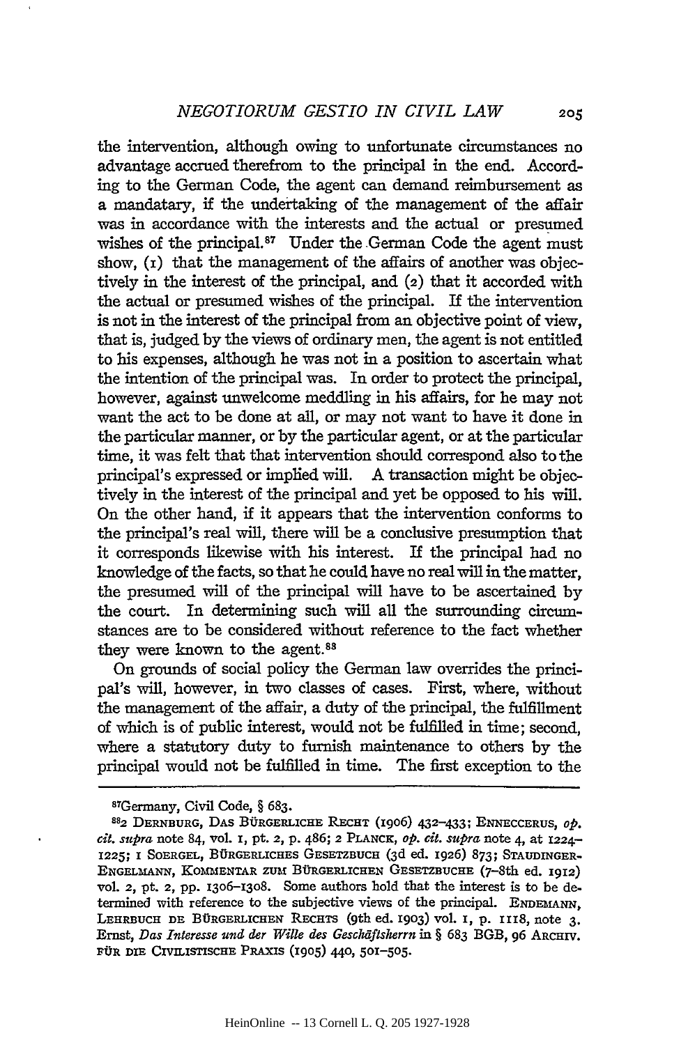the intervention, although owing to unfortunate circumstances no advantage accrued therefrom to the principal in the end. According to the German Code, the agent can demand reimbursement as a mandatary, if the undertaking of the management of the affair was in accordance with the interests and the actual or presumed wishes of the principal.[87] Under the German Code the agent must show, (1) that the management of the affairs of another was objectively in the interest of the principal, and (2) that it accorded with the actual or presumed wishes of the principal. If the intervention is not in the interest of the principal from an objective point of view, that is, judged by the views of ordinary men, the agent is not entitled to his expenses, although he was not in a position to ascertain what the intention of the principal was. In order to protect the principal, however, against unwelcome meddling in his affairs, for he may not want the act to be done at all, or may not want to have it done in the particular manner, or by the particular agent, or at the particular time, it was felt that that intervention should correspond also to the principal's expressed or implied will. A transaction might be objectively in the interest of the principal and yet be opposed to his will. On the other hand, if it appears that the intervention conforms to the principal's real will, there will be a conclusive presumption that it corresponds likewise with his interest. If the principal had no knowledge of the facts, so that he could have no real will in the matter, the presumed will of the principal will have to be ascertained by the court. In determining such will all the surrounding circumstances are to be considered without reference to the fact whether they were known to the agent.[88]

On grounds of social policy the German law overrides the principal's will, however, in two classes of cases. First, where, without the management of the affair, a duty of the principal, the fulfillment of which is of public interest, would not be fulfilled in time; second, where a statutory duty to furnish maintenance to others by the principal would not be fulfilled in time. The first exception to the

---

[87] Germany, Civil Code, § 683.

[88] 2 Dernburg, Das Bürgerliche Recht (1906) 432–433; Enneccerus, *op. cit. supra* note 84, vol. 1, pt. 2, p. 486; 2 Planck, *op. cit. supra* note 4, at 1224–1225; 1 Soergel, Bürgerliches Gesetzbuch (3d ed. 1926) 873; Staudinger-Engelmann, Kommentar zum Bürgerlichen Gesetzbuche (7–8th ed. 1912) vol. 2, pt. 2, pp. 1306–1308. Some authors hold that the interest is to be determined with reference to the subjective views of the principal. Endemann, Lehrbuch de Bürgerlichen Rechts (9th ed. 1903) vol. 1, p. 1118, note 3. Ernst, *Das Interesse und der Wille des Geschäftsherrn* in § 683 BGB, 96 Archiv. für die Civilistische Praxis (1905) 440, 501–505.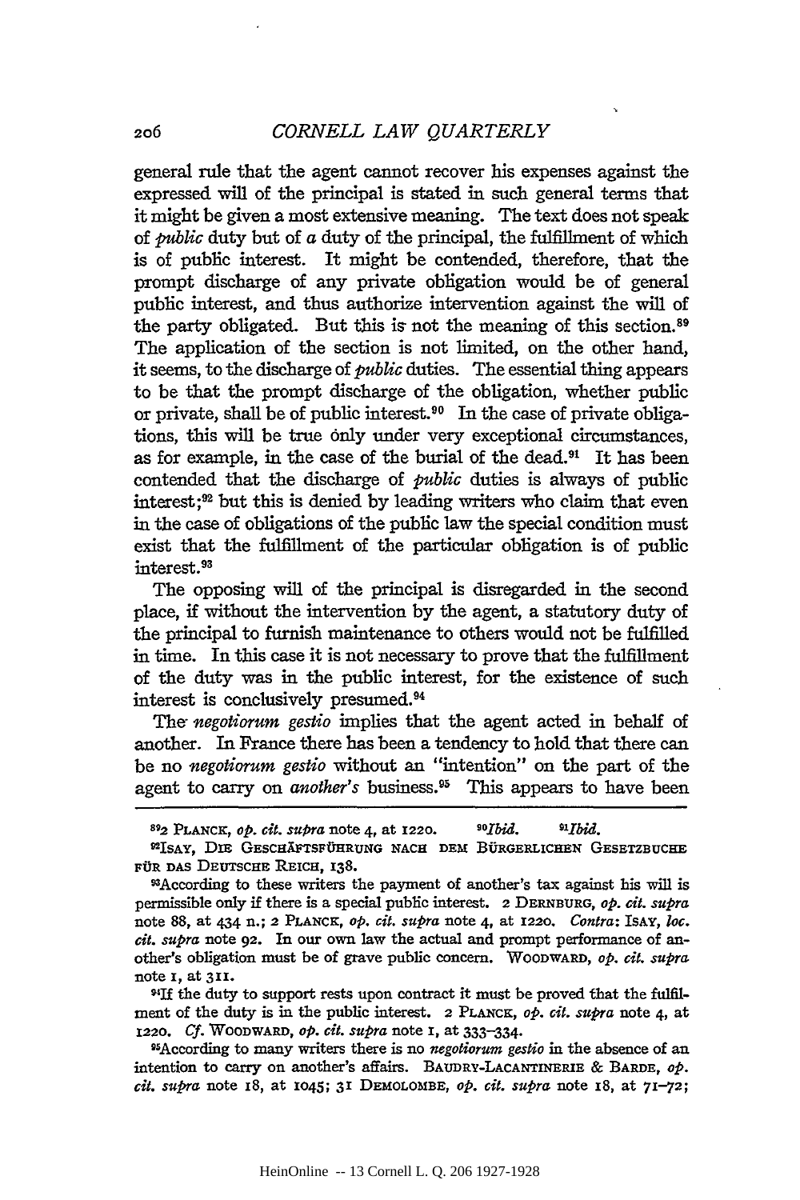general rule that the agent cannot recover his expenses against the expressed will of the principal is stated in such general terms that it might be given a most extensive meaning. The text does not speak of *public* duty but of *a* duty of the principal, the fulfillment of which is of public interest. It might be contended, therefore, that the prompt discharge of any private obligation would be of general public interest, and thus authorize intervention against the will of the party obligated. But this is not the meaning of this section.[89] The application of the section is not limited, on the other hand, it seems, to the discharge of *public* duties. The essential thing appears to be that the prompt discharge of the obligation, whether public or private, shall be of public interest.[90] In the case of private obligations, this will be true only under very exceptional circumstances, as for example, in the case of the burial of the dead.[91] It has been contended that the discharge of *public* duties is always of public interest;[92] but this is denied by leading writers who claim that even in the case of obligations of the public law the special condition must exist that the fulfillment of the particular obligation is of public interest.[93]

The opposing will of the principal is disregarded in the second place, if without the intervention by the agent, a statutory duty of the principal to furnish maintenance to others would not be fulfilled in time. In this case it is not necessary to prove that the fulfillment of the duty was in the public interest, for the existence of such interest is conclusively presumed.[94]

The *negotiorum gestio* implies that the agent acted in behalf of another. In France there has been a tendency to hold that there can be no *negotiorum gestio* without an "intention" on the part of the agent to carry on *another's* business.[95] This appears to have been

---

[89]2 PLANCK, *op. cit. supra* note 4, at 1220. [90]*Ibid.* [91]*Ibid.*

[92]ISAY, DIE GESCHÄFTSFÜHRUNG NACH DEM BÜRGERLICHEN GESETZBUCHE FÜR DAS DEUTSCHE REICH, 138.

[93]According to these writers the payment of another's tax against his will is permissible only if there is a special public interest. 2 DERNBURG, *op. cit. supra* note 88, at 434 n.; 2 PLANCK, *op. cit. supra* note 4, at 1220. *Contra*: ISAY, *loc. cit. supra* note 92. In our own law the actual and prompt performance of another's obligation must be of grave public concern. WOODWARD, *op. cit. supra* note 1, at 311.

[94]If the duty to support rests upon contract it must be proved that the fulfillment of the duty is in the public interest. 2 PLANCK, *op. cit. supra* note 4, at 1220. *Cf.* WOODWARD, *op. cit. supra* note 1, at 333–334.

[95]According to many writers there is no *negotiorum gestio* in the absence of an intention to carry on another's affairs. BAUDRY-LACANTINERIE & BARDE, *op. cit. supra* note 18, at 1045; 31 DEMOLOMBE, *op. cit. supra* note 18, at 71–72;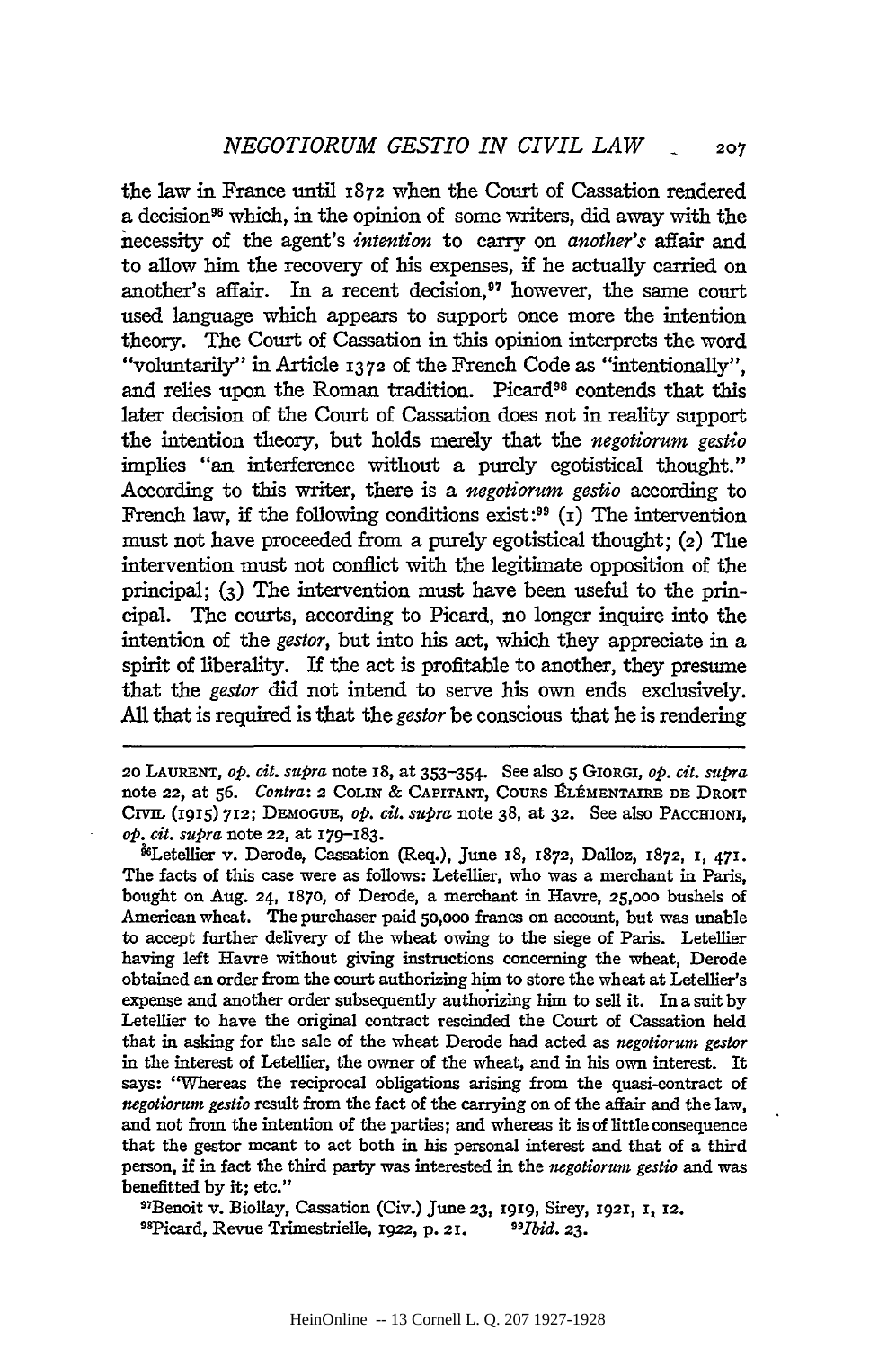the law in France until 1872 when the Court of Cassation rendered a decision[96] which, in the opinion of some writers, did away with the necessity of the agent's *intention* to carry on *another's* affair and to allow him the recovery of his expenses, if he actually carried on another's affair. In a recent decision,[97] however, the same court used language which appears to support once more the intention theory. The Court of Cassation in this opinion interprets the word "voluntarily" in Article 1372 of the French Code as "intentionally", and relies upon the Roman tradition. Picard[98] contends that this later decision of the Court of Cassation does not in reality support the intention theory, but holds merely that the *negotiorum gestio* implies "an interference without a purely egotistical thought." According to this writer, there is a *negotiorum gestio* according to French law, if the following conditions exist:[99] (1) The intervention must not have proceeded from a purely egotistical thought; (2) The intervention must not conflict with the legitimate opposition of the principal; (3) The intervention must have been useful to the principal. The courts, according to Picard, no longer inquire into the intention of the *gestor*, but into his act, which they appreciate in a spirit of liberality. If the act is profitable to another, they presume that the *gestor* did not intend to serve his own ends exclusively. All that is required is that the *gestor* be conscious that he is rendering

---

20 LAURENT, *op. cit. supra* note 18, at 353–354. See also 5 GIORGI, *op. cit. supra* note 22, at 56. *Contra*: 2 COLIN & CAPITANT, COURS ÉLÉMENTAIRE DE DROIT CIVIL (1915) 712; DEMOGUE, *op. cit. supra* note 38, at 32. See also PACCHIONI, *op. cit. supra* note 22, at 179–183.

[96]Letellier v. Derode, Cassation (Req.), June 18, 1872, Dalloz, 1872, 1, 471. The facts of this case were as follows: Letellier, who was a merchant in Paris, bought on Aug. 24, 1870, of Derode, a merchant in Havre, 25,000 bushels of American wheat. The purchaser paid 50,000 francs on account, but was unable to accept further delivery of the wheat owing to the siege of Paris. Letellier having left Havre without giving instructions concerning the wheat, Derode obtained an order from the court authorizing him to store the wheat at Letellier's expense and another order subsequently authorizing him to sell it. In a suit by Letellier to have the original contract rescinded the Court of Cassation held that in asking for the sale of the wheat Derode had acted as *negotiorum gestor* in the interest of Letellier, the owner of the wheat, and in his own interest. It says: "Whereas the reciprocal obligations arising from the quasi-contract of *negotiorum gestio* result from the fact of the carrying on of the affair and the law, and not from the intention of the parties; and whereas it is of little consequence that the gestor meant to act both in his personal interest and that of a third person, if in fact the third party was interested in the *negotiorum gestio* and was benefitted by it; etc."

[97]Benoit v. Biollay, Cassation (Civ.) June 23, 1919, Sirey, 1921, 1, 12.

[98]Picard, Revue Trimestrielle, 1922, p. 21. [99]*Ibid.* 23.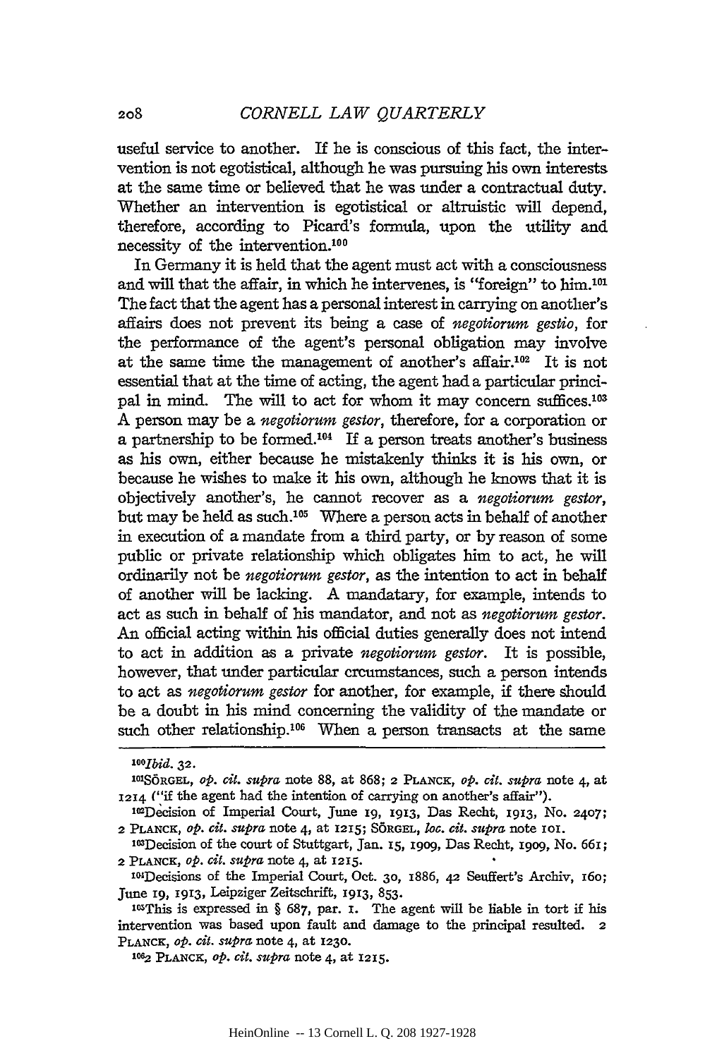useful service to another. If he is conscious of this fact, the intervention is not egotistical, although he was pursuing his own interests at the same time or believed that he was under a contractual duty. Whether an intervention is egotistical or altruistic will depend, therefore, according to Picard's formula, upon the utility and necessity of the intervention.[100]

In Germany it is held that the agent must act with a consciousness and will that the affair, in which he intervenes, is "foreign" to him.[101] The fact that the agent has a personal interest in carrying on another's affairs does not prevent its being a case of *negotiorum gestio*, for the performance of the agent's personal obligation may involve at the same time the management of another's affair.[102] It is not essential that at the time of acting, the agent had a particular principal in mind. The will to act for whom it may concern suffices.[103] A person may be a *negotiorum gestor*, therefore, for a corporation or a partnership to be formed.[104] If a person treats another's business as his own, either because he mistakenly thinks it is his own, or because he wishes to make it his own, although he knows that it is objectively another's, he cannot recover as a *negotiorum gestor*, but may be held as such.[105] Where a person acts in behalf of another in execution of a mandate from a third party, or by reason of some public or private relationship which obligates him to act, he will ordinarily not be *negotiorum gestor*, as the intention to act in behalf of another will be lacking. A mandatary, for example, intends to act as such in behalf of his mandator, and not as *negotiorum gestor*. An official acting within his official duties generally does not intend to act in addition as a private *negotiorum gestor*. It is possible, however, that under particular circumstances, such a person intends to act as *negotiorum gestor* for another, for example, if there should be a doubt in his mind concerning the validity of the mandate or such other relationship.[106] When a person transacts at the same

---

[100] *Ibid.* 32.

[101] SÖRGEL, *op. cit. supra* note 88, at 868; 2 PLANCK, *op. cit. supra* note 4, at 1214 ("if the agent had the intention of carrying on another's affair").

[102] Decision of Imperial Court, June 19, 1913, Das Recht, 1913, No. 2407; 2 PLANCK, *op. cit. supra* note 4, at 1215; SÖRGEL, *loc. cit. supra* note 101.

[103] Decision of the court of Stuttgart, Jan. 15, 1909, Das Recht, 1909, No. 661; 2 PLANCK, *op. cit. supra* note 4, at 1215.

[104] Decisions of the Imperial Court, Oct. 30, 1886, 42 Seuffert's Archiv, 160; June 19, 1913, Leipziger Zeitschrift, 1913, 853.

[105] This is expressed in § 687, par. 1. The agent will be liable in tort if his intervention was based upon fault and damage to the principal resulted. 2 PLANCK, *op. cit. supra* note 4, at 1230.

[106] 2 PLANCK, *op. cit. supra* note 4, at 1215.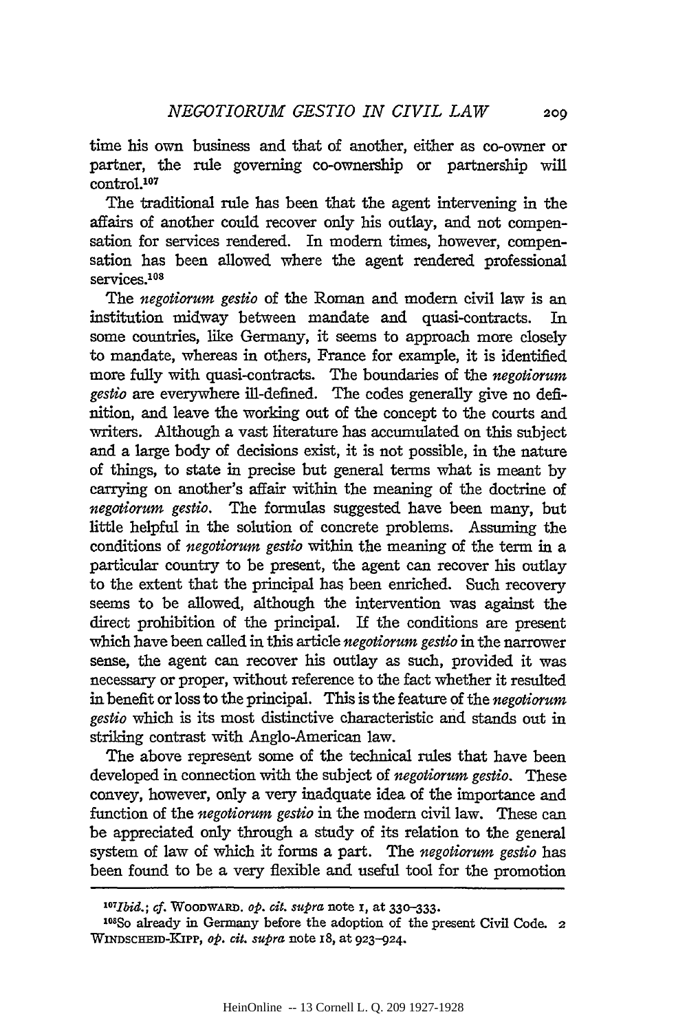time his own business and that of another, either as co-owner or partner, the rule governing co-ownership or partnership will control.[107]

The traditional rule has been that the agent intervening in the affairs of another could recover only his outlay, and not compensation for services rendered. In modern times, however, compensation has been allowed where the agent rendered professional services.[108]

The *negotiorum gestio* of the Roman and modern civil law is an institution midway between mandate and quasi-contracts. In some countries, like Germany, it seems to approach more closely to mandate, whereas in others, France for example, it is identified more fully with quasi-contracts. The boundaries of the *negotiorum gestio* are everywhere ill-defined. The codes generally give no definition, and leave the working out of the concept to the courts and writers. Although a vast literature has accumulated on this subject and a large body of decisions exist, it is not possible, in the nature of things, to state in precise but general terms what is meant by carrying on another's affair within the meaning of the doctrine of *negotiorum gestio*. The formulas suggested have been many, but little helpful in the solution of concrete problems. Assuming the conditions of *negotiorum gestio* within the meaning of the term in a particular country to be present, the agent can recover his outlay to the extent that the principal has been enriched. Such recovery seems to be allowed, although the intervention was against the direct prohibition of the principal. If the conditions are present which have been called in this article *negotiorum gestio* in the narrower sense, the agent can recover his outlay as such, provided it was necessary or proper, without reference to the fact whether it resulted in benefit or loss to the principal. This is the feature of the *negotiorum gestio* which is its most distinctive characteristic and stands out in striking contrast with Anglo-American law.

The above represent some of the technical rules that have been developed in connection with the subject of *negotiorum gestio*. These convey, however, only a very inadquate idea of the importance and function of the *negotiorum gestio* in the modern civil law. These can be appreciated only through a study of its relation to the general system of law of which it forms a part. The *negotiorum gestio* has been found to be a very flexible and useful tool for the promotion

---

[107]*Ibid.*; *cf.* WOODWARD. *op. cit. supra* note 1, at 330–333.

[108]So already in Germany before the adoption of the present Civil Code. 2 WINDSCHEID-KIPP, *op. cit. supra* note 18, at 923–924.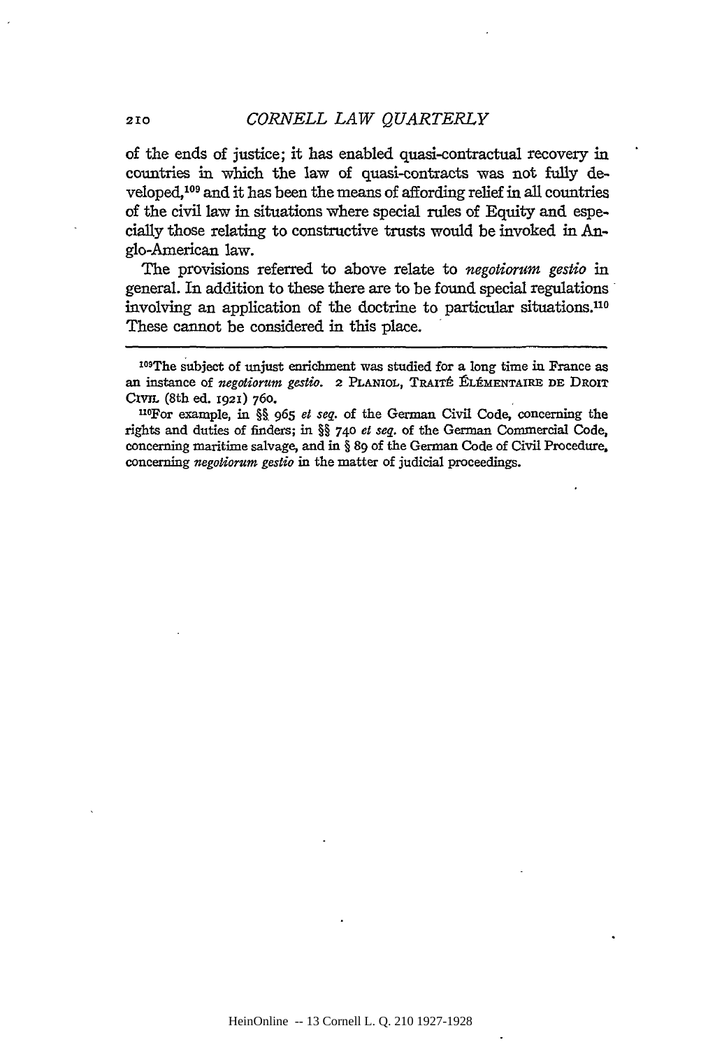of the ends of justice; it has enabled quasi-contractual recovery in countries in which the law of quasi-contracts was not fully developed,[109] and it has been the means of affording relief in all countries of the civil law in situations where special rules of Equity and especially those relating to constructive trusts would be invoked in Anglo-American law.

The provisions referred to above relate to *negotiorum gestio* in general. In addition to these there are to be found special regulations involving an application of the doctrine to particular situations.[110] These cannot be considered in this place.

---

[109]The subject of unjust enrichment was studied for a long time in France as an instance of *negotiorum gestio*. 2 PLANIOL, TRAITÉ ÉLÉMENTAIRE DE DROIT CIVIL (8th ed. 1921) 760.

[110]For example, in §§ 965 *et seq.* of the German Civil Code, concerning the rights and duties of finders; in §§ 740 *et seq.* of the German Commercial Code, concerning maritime salvage, and in § 89 of the German Code of Civil Procedure, concerning *negotiorum gestio* in the matter of judicial proceedings.